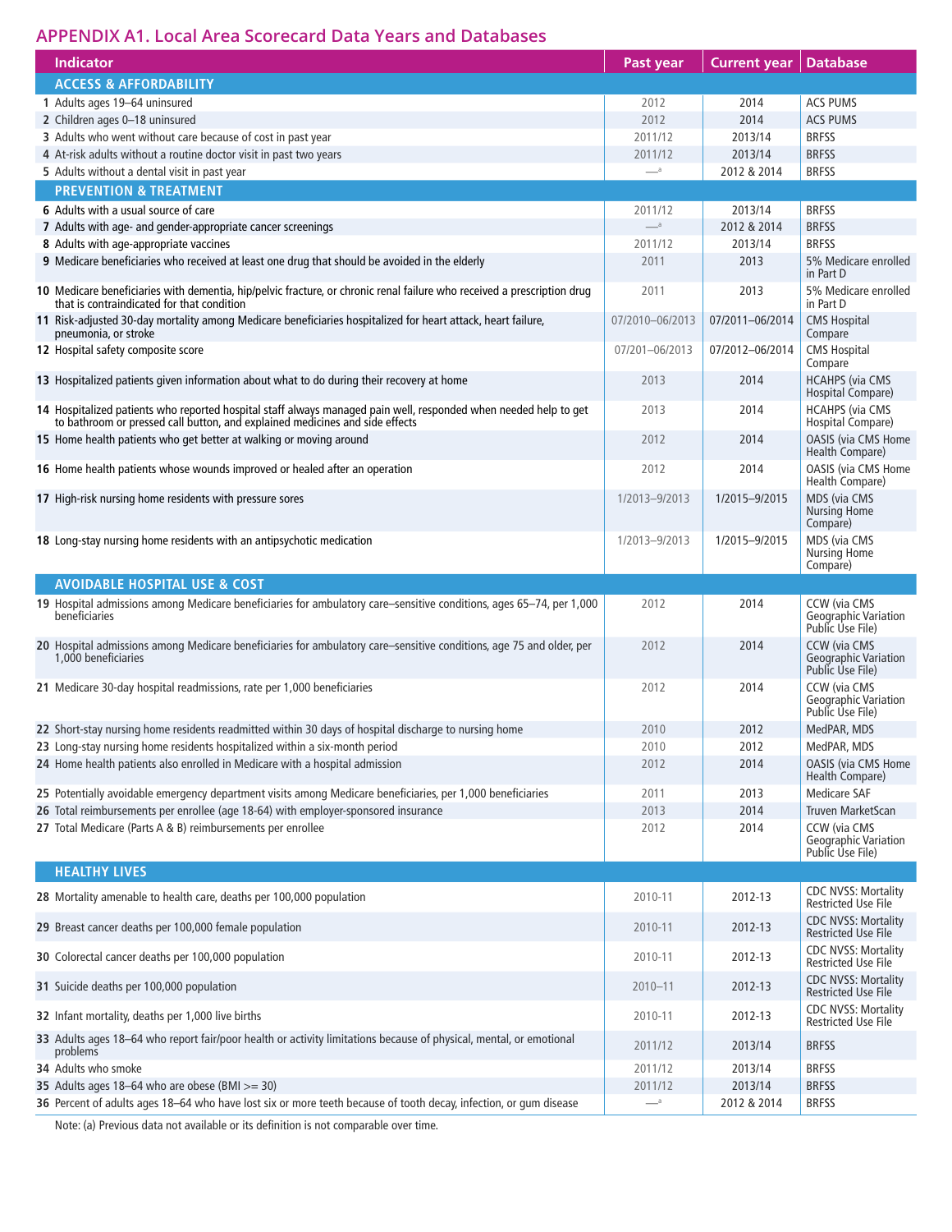## APPENDIX A1. Local Area Scorecard Data Years and Databases

| | Indicator | Past year | Current year | Database |
|---|---|---|---|---|
| | **ACCESS & AFFORDABILITY** | | | |
| 1 | Adults ages 19–64 uninsured | 2012 | 2014 | ACS PUMS |
| 2 | Children ages 0–18 uninsured | 2012 | 2014 | ACS PUMS |
| 3 | Adults who went without care because of cost in past year | 2011/12 | 2013/14 | BRFSS |
| 4 | At-risk adults without a routine doctor visit in past two years | 2011/12 | 2013/14 | BRFSS |
| 5 | Adults without a dental visit in past year | —[a] | 2012 & 2014 | BRFSS |
| | **PREVENTION & TREATMENT** | | | |
| 6 | Adults with a usual source of care | 2011/12 | 2013/14 | BRFSS |
| 7 | Adults with age- and gender-appropriate cancer screenings | —[a] | 2012 & 2014 | BRFSS |
| 8 | Adults with age-appropriate vaccines | 2011/12 | 2013/14 | BRFSS |
| 9 | Medicare beneficiaries who received at least one drug that should be avoided in the elderly | 2011 | 2013 | 5% Medicare enrolled in Part D |
| 10 | Medicare beneficiaries with dementia, hip/pelvic fracture, or chronic renal failure who received a prescription drug that is contraindicated for that condition | 2011 | 2013 | 5% Medicare enrolled in Part D |
| 11 | Risk-adjusted 30-day mortality among Medicare beneficiaries hospitalized for heart attack, heart failure, pneumonia, or stroke | 07/2010–06/2013 | 07/2011–06/2014 | CMS Hospital Compare |
| 12 | Hospital safety composite score | 07/201–06/2013 | 07/2012–06/2014 | CMS Hospital Compare |
| 13 | Hospitalized patients given information about what to do during their recovery at home | 2013 | 2014 | HCAHPS (via CMS Hospital Compare) |
| 14 | Hospitalized patients who reported hospital staff always managed pain well, responded when needed help to get to bathroom or pressed call button, and explained medicines and side effects | 2013 | 2014 | HCAHPS (via CMS Hospital Compare) |
| 15 | Home health patients who get better at walking or moving around | 2012 | 2014 | OASIS (via CMS Home Health Compare) |
| 16 | Home health patients whose wounds improved or healed after an operation | 2012 | 2014 | OASIS (via CMS Home Health Compare) |
| 17 | High-risk nursing home residents with pressure sores | 1/2013–9/2013 | 1/2015–9/2015 | MDS (via CMS Nursing Home Compare) |
| 18 | Long-stay nursing home residents with an antipsychotic medication | 1/2013–9/2013 | 1/2015–9/2015 | MDS (via CMS Nursing Home Compare) |
| | **AVOIDABLE HOSPITAL USE & COST** | | | |
| 19 | Hospital admissions among Medicare beneficiaries for ambulatory care–sensitive conditions, ages 65–74, per 1,000 beneficiaries | 2012 | 2014 | CCW (via CMS Geographic Variation Public Use File) |
| 20 | Hospital admissions among Medicare beneficiaries for ambulatory care–sensitive conditions, age 75 and older, per 1,000 beneficiaries | 2012 | 2014 | CCW (via CMS Geographic Variation Public Use File) |
| 21 | Medicare 30-day hospital readmissions, rate per 1,000 beneficiaries | 2012 | 2014 | CCW (via CMS Geographic Variation Public Use File) |
| 22 | Short-stay nursing home residents readmitted within 30 days of hospital discharge to nursing home | 2010 | 2012 | MedPAR, MDS |
| 23 | Long-stay nursing home residents hospitalized within a six-month period | 2010 | 2012 | MedPAR, MDS |
| 24 | Home health patients also enrolled in Medicare with a hospital admission | 2012 | 2014 | OASIS (via CMS Home Health Compare) |
| 25 | Potentially avoidable emergency department visits among Medicare beneficiaries, per 1,000 beneficiaries | 2011 | 2013 | Medicare SAF |
| 26 | Total reimbursements per enrollee (age 18-64) with employer-sponsored insurance | 2013 | 2014 | Truven MarketScan |
| 27 | Total Medicare (Parts A & B) reimbursements per enrollee | 2012 | 2014 | CCW (via CMS Geographic Variation Public Use File) |
| | **HEALTHY LIVES** | | | |
| 28 | Mortality amenable to health care, deaths per 100,000 population | 2010-11 | 2012-13 | CDC NVSS: Mortality Restricted Use File |
| 29 | Breast cancer deaths per 100,000 female population | 2010-11 | 2012-13 | CDC NVSS: Mortality Restricted Use File |
| 30 | Colorectal cancer deaths per 100,000 population | 2010-11 | 2012-13 | CDC NVSS: Mortality Restricted Use File |
| 31 | Suicide deaths per 100,000 population | 2010–11 | 2012-13 | CDC NVSS: Mortality Restricted Use File |
| 32 | Infant mortality, deaths per 1,000 live births | 2010-11 | 2012-13 | CDC NVSS: Mortality Restricted Use File |
| 33 | Adults ages 18–64 who report fair/poor health or activity limitations because of physical, mental, or emotional problems | 2011/12 | 2013/14 | BRFSS |
| 34 | Adults who smoke | 2011/12 | 2013/14 | BRFSS |
| 35 | Adults ages 18–64 who are obese (BMI >= 30) | 2011/12 | 2013/14 | BRFSS |
| 36 | Percent of adults ages 18–64 who have lost six or more teeth because of tooth decay, infection, or gum disease | —[a] | 2012 & 2014 | BRFSS |

Note: (a) Previous data not available or its definition is not comparable over time.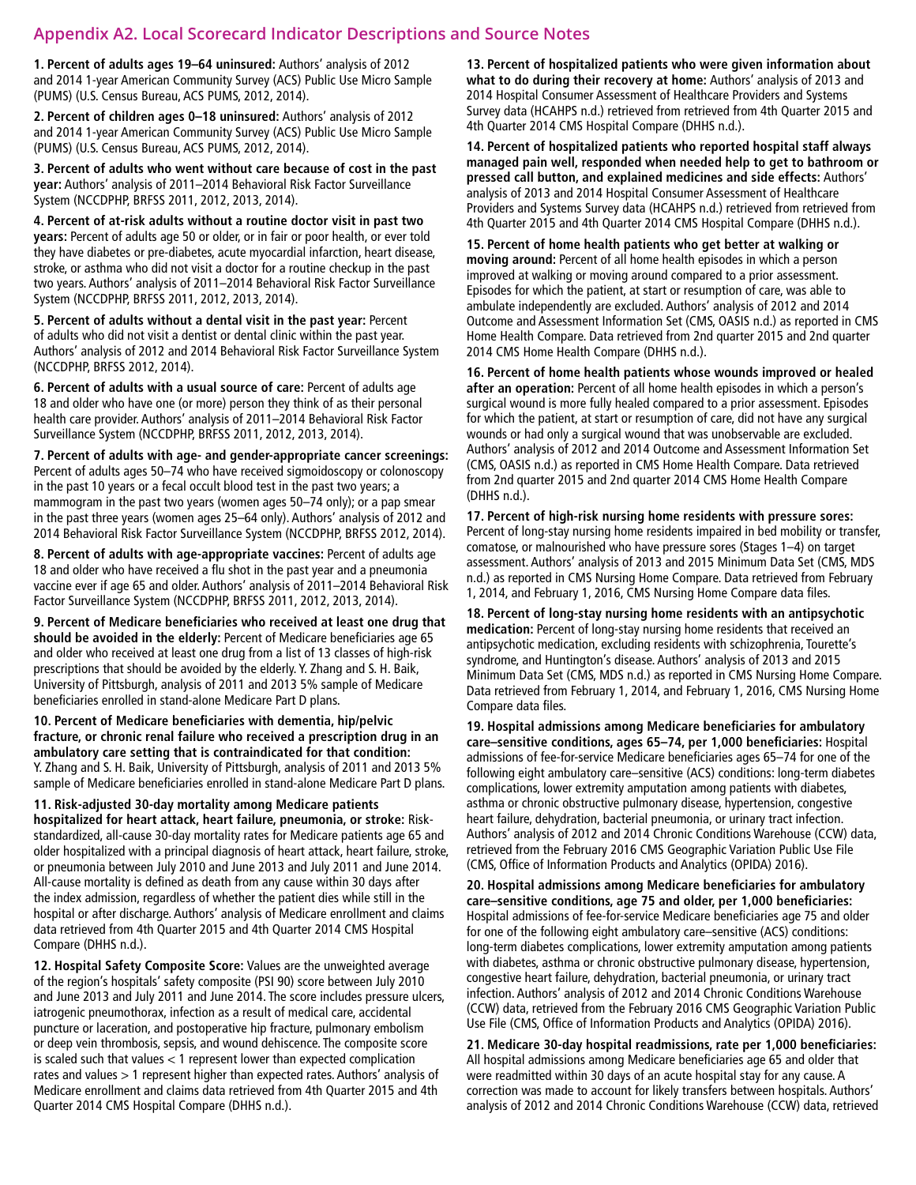## Appendix A2. Local Scorecard Indicator Descriptions and Source Notes

**1. Percent of adults ages 19–64 uninsured:** Authors' analysis of 2012 and 2014 1-year American Community Survey (ACS) Public Use Micro Sample (PUMS) (U.S. Census Bureau, ACS PUMS, 2012, 2014).

**2. Percent of children ages 0–18 uninsured:** Authors' analysis of 2012 and 2014 1-year American Community Survey (ACS) Public Use Micro Sample (PUMS) (U.S. Census Bureau, ACS PUMS, 2012, 2014).

**3. Percent of adults who went without care because of cost in the past year:** Authors' analysis of 2011–2014 Behavioral Risk Factor Surveillance System (NCCDPHP, BRFSS 2011, 2012, 2013, 2014).

**4. Percent of at-risk adults without a routine doctor visit in past two years:** Percent of adults age 50 or older, or in fair or poor health, or ever told they have diabetes or pre-diabetes, acute myocardial infarction, heart disease, stroke, or asthma who did not visit a doctor for a routine checkup in the past two years. Authors' analysis of 2011–2014 Behavioral Risk Factor Surveillance System (NCCDPHP, BRFSS 2011, 2012, 2013, 2014).

**5. Percent of adults without a dental visit in the past year:** Percent of adults who did not visit a dentist or dental clinic within the past year. Authors' analysis of 2012 and 2014 Behavioral Risk Factor Surveillance System (NCCDPHP, BRFSS 2012, 2014).

**6. Percent of adults with a usual source of care:** Percent of adults age 18 and older who have one (or more) person they think of as their personal health care provider. Authors' analysis of 2011–2014 Behavioral Risk Factor Surveillance System (NCCDPHP, BRFSS 2011, 2012, 2013, 2014).

**7. Percent of adults with age- and gender-appropriate cancer screenings:** Percent of adults ages 50–74 who have received sigmoidoscopy or colonoscopy in the past 10 years or a fecal occult blood test in the past two years; a mammogram in the past two years (women ages 50–74 only); or a pap smear in the past three years (women ages 25–64 only). Authors' analysis of 2012 and 2014 Behavioral Risk Factor Surveillance System (NCCDPHP, BRFSS 2012, 2014).

**8. Percent of adults with age-appropriate vaccines:** Percent of adults age 18 and older who have received a flu shot in the past year and a pneumonia vaccine ever if age 65 and older. Authors' analysis of 2011–2014 Behavioral Risk Factor Surveillance System (NCCDPHP, BRFSS 2011, 2012, 2013, 2014).

**9. Percent of Medicare beneficiaries who received at least one drug that should be avoided in the elderly:** Percent of Medicare beneficiaries age 65 and older who received at least one drug from a list of 13 classes of high-risk prescriptions that should be avoided by the elderly. Y. Zhang and S. H. Baik, University of Pittsburgh, analysis of 2011 and 2013 5% sample of Medicare beneficiaries enrolled in stand-alone Medicare Part D plans.

**10. Percent of Medicare beneficiaries with dementia, hip/pelvic fracture, or chronic renal failure who received a prescription drug in an ambulatory care setting that is contraindicated for that condition:** Y. Zhang and S. H. Baik, University of Pittsburgh, analysis of 2011 and 2013 5% sample of Medicare beneficiaries enrolled in stand-alone Medicare Part D plans.

**11. Risk-adjusted 30-day mortality among Medicare patients hospitalized for heart attack, heart failure, pneumonia, or stroke:** Risk-standardized, all-cause 30-day mortality rates for Medicare patients age 65 and older hospitalized with a principal diagnosis of heart attack, heart failure, stroke, or pneumonia between July 2010 and June 2013 and July 2011 and June 2014. All-cause mortality is defined as death from any cause within 30 days after the index admission, regardless of whether the patient dies while still in the hospital or after discharge. Authors' analysis of Medicare enrollment and claims data retrieved from 4th Quarter 2015 and 4th Quarter 2014 CMS Hospital Compare (DHHS n.d.).

**12. Hospital Safety Composite Score:** Values are the unweighted average of the region's hospitals' safety composite (PSI 90) score between July 2010 and June 2013 and July 2011 and June 2014. The score includes pressure ulcers, iatrogenic pneumothorax, infection as a result of medical care, accidental puncture or laceration, and postoperative hip fracture, pulmonary embolism or deep vein thrombosis, sepsis, and wound dehiscence. The composite score is scaled such that values < 1 represent lower than expected complication rates and values > 1 represent higher than expected rates. Authors' analysis of Medicare enrollment and claims data retrieved from 4th Quarter 2015 and 4th Quarter 2014 CMS Hospital Compare (DHHS n.d.).

**13. Percent of hospitalized patients who were given information about what to do during their recovery at home:** Authors' analysis of 2013 and 2014 Hospital Consumer Assessment of Healthcare Providers and Systems Survey data (HCAHPS n.d.) retrieved from retrieved from 4th Quarter 2015 and 4th Quarter 2014 CMS Hospital Compare (DHHS n.d.).

**14. Percent of hospitalized patients who reported hospital staff always managed pain well, responded when needed help to get to bathroom or pressed call button, and explained medicines and side effects:** Authors' analysis of 2013 and 2014 Hospital Consumer Assessment of Healthcare Providers and Systems Survey data (HCAHPS n.d.) retrieved from retrieved from 4th Quarter 2015 and 4th Quarter 2014 CMS Hospital Compare (DHHS n.d.).

**15. Percent of home health patients who get better at walking or moving around:** Percent of all home health episodes in which a person improved at walking or moving around compared to a prior assessment. Episodes for which the patient, at start or resumption of care, was able to ambulate independently are excluded. Authors' analysis of 2012 and 2014 Outcome and Assessment Information Set (CMS, OASIS n.d.) as reported in CMS Home Health Compare. Data retrieved from 2nd quarter 2015 and 2nd quarter 2014 CMS Home Health Compare (DHHS n.d.).

**16. Percent of home health patients whose wounds improved or healed after an operation:** Percent of all home health episodes in which a person's surgical wound is more fully healed compared to a prior assessment. Episodes for which the patient, at start or resumption of care, did not have any surgical wounds or had only a surgical wound that was unobservable are excluded. Authors' analysis of 2012 and 2014 Outcome and Assessment Information Set (CMS, OASIS n.d.) as reported in CMS Home Health Compare. Data retrieved from 2nd quarter 2015 and 2nd quarter 2014 CMS Home Health Compare (DHHS n.d.).

**17. Percent of high-risk nursing home residents with pressure sores:** Percent of long-stay nursing home residents impaired in bed mobility or transfer, comatose, or malnourished who have pressure sores (Stages 1–4) on target assessment. Authors' analysis of 2013 and 2015 Minimum Data Set (CMS, MDS n.d.) as reported in CMS Nursing Home Compare. Data retrieved from February 1, 2014, and February 1, 2016, CMS Nursing Home Compare data files.

**18. Percent of long-stay nursing home residents with an antipsychotic medication:** Percent of long-stay nursing home residents that received an antipsychotic medication, excluding residents with schizophrenia, Tourette's syndrome, and Huntington's disease. Authors' analysis of 2013 and 2015 Minimum Data Set (CMS, MDS n.d.) as reported in CMS Nursing Home Compare. Data retrieved from February 1, 2014, and February 1, 2016, CMS Nursing Home Compare data files.

**19. Hospital admissions among Medicare beneficiaries for ambulatory care–sensitive conditions, ages 65–74, per 1,000 beneficiaries:** Hospital admissions of fee-for-service Medicare beneficiaries ages 65–74 for one of the following eight ambulatory care–sensitive (ACS) conditions: long-term diabetes complications, lower extremity amputation among patients with diabetes, asthma or chronic obstructive pulmonary disease, hypertension, congestive heart failure, dehydration, bacterial pneumonia, or urinary tract infection. Authors' analysis of 2012 and 2014 Chronic Conditions Warehouse (CCW) data, retrieved from the February 2016 CMS Geographic Variation Public Use File (CMS, Office of Information Products and Analytics (OPIDA) 2016).

**20. Hospital admissions among Medicare beneficiaries for ambulatory care–sensitive conditions, age 75 and older, per 1,000 beneficiaries:** Hospital admissions of fee-for-service Medicare beneficiaries age 75 and older for one of the following eight ambulatory care–sensitive (ACS) conditions: long-term diabetes complications, lower extremity amputation among patients with diabetes, asthma or chronic obstructive pulmonary disease, hypertension, congestive heart failure, dehydration, bacterial pneumonia, or urinary tract infection. Authors' analysis of 2012 and 2014 Chronic Conditions Warehouse (CCW) data, retrieved from the February 2016 CMS Geographic Variation Public Use File (CMS, Office of Information Products and Analytics (OPIDA) 2016).

**21. Medicare 30-day hospital readmissions, rate per 1,000 beneficiaries:** All hospital admissions among Medicare beneficiaries age 65 and older that were readmitted within 30 days of an acute hospital stay for any cause. A correction was made to account for likely transfers between hospitals. Authors' analysis of 2012 and 2014 Chronic Conditions Warehouse (CCW) data, retrieved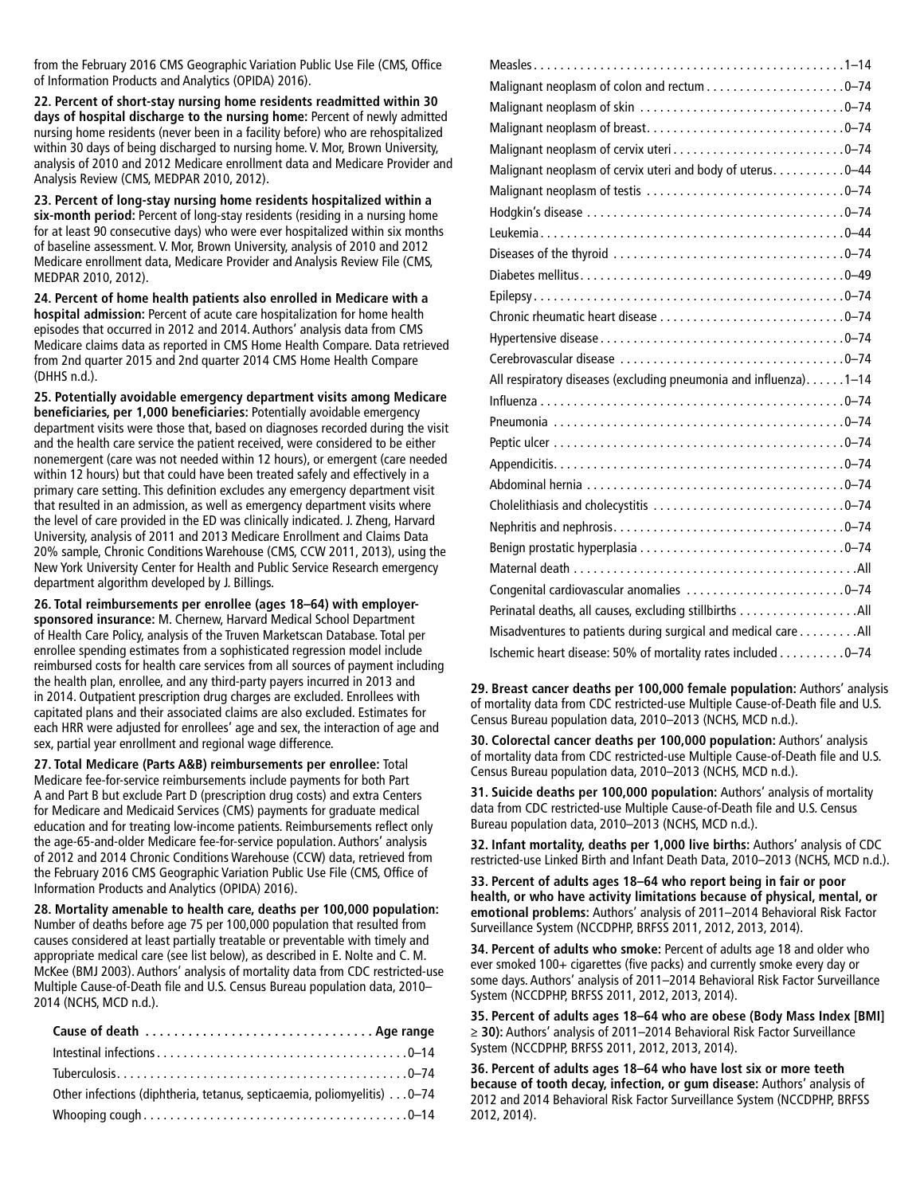from the February 2016 CMS Geographic Variation Public Use File (CMS, Office of Information Products and Analytics (OPIDA) 2016).

**22. Percent of short-stay nursing home residents readmitted within 30 days of hospital discharge to the nursing home:** Percent of newly admitted nursing home residents (never been in a facility before) who are rehospitalized within 30 days of being discharged to nursing home. V. Mor, Brown University, analysis of 2010 and 2012 Medicare enrollment data and Medicare Provider and Analysis Review (CMS, MEDPAR 2010, 2012).

**23. Percent of long-stay nursing home residents hospitalized within a six-month period:** Percent of long-stay residents (residing in a nursing home for at least 90 consecutive days) who were ever hospitalized within six months of baseline assessment. V. Mor, Brown University, analysis of 2010 and 2012 Medicare enrollment data, Medicare Provider and Analysis Review File (CMS, MEDPAR 2010, 2012).

**24. Percent of home health patients also enrolled in Medicare with a hospital admission:** Percent of acute care hospitalization for home health episodes that occurred in 2012 and 2014. Authors' analysis data from CMS Medicare claims data as reported in CMS Home Health Compare. Data retrieved from 2nd quarter 2015 and 2nd quarter 2014 CMS Home Health Compare (DHHS n.d.).

**25. Potentially avoidable emergency department visits among Medicare beneficiaries, per 1,000 beneficiaries:** Potentially avoidable emergency department visits were those that, based on diagnoses recorded during the visit and the health care service the patient received, were considered to be either nonemergent (care was not needed within 12 hours), or emergent (care needed within 12 hours) but that could have been treated safely and effectively in a primary care setting. This definition excludes any emergency department visit that resulted in an admission, as well as emergency department visits where the level of care provided in the ED was clinically indicated. J. Zheng, Harvard University, analysis of 2011 and 2013 Medicare Enrollment and Claims Data 20% sample, Chronic Conditions Warehouse (CMS, CCW 2011, 2013), using the New York University Center for Health and Public Service Research emergency department algorithm developed by J. Billings.

**26. Total reimbursements per enrollee (ages 18–64) with employer-sponsored insurance:** M. Chernew, Harvard Medical School Department of Health Care Policy, analysis of the Truven Marketscan Database. Total per enrollee spending estimates from a sophisticated regression model include reimbursed costs for health care services from all sources of payment including the health plan, enrollee, and any third-party payers incurred in 2013 and in 2014. Outpatient prescription drug charges are excluded. Enrollees with capitated plans and their associated claims are also excluded. Estimates for each HRR were adjusted for enrollees' age and sex, the interaction of age and sex, partial year enrollment and regional wage difference.

**27. Total Medicare (Parts A&B) reimbursements per enrollee:** Total Medicare fee-for-service reimbursements include payments for both Part A and Part B but exclude Part D (prescription drug costs) and extra Centers for Medicare and Medicaid Services (CMS) payments for graduate medical education and for treating low-income patients. Reimbursements reflect only the age-65-and-older Medicare fee-for-service population. Authors' analysis of 2012 and 2014 Chronic Conditions Warehouse (CCW) data, retrieved from the February 2016 CMS Geographic Variation Public Use File (CMS, Office of Information Products and Analytics (OPIDA) 2016).

**28. Mortality amenable to health care, deaths per 100,000 population:** Number of deaths before age 75 per 100,000 population that resulted from causes considered at least partially treatable or preventable with timely and appropriate medical care (see list below), as described in E. Nolte and C. M. McKee (BMJ 2003). Authors' analysis of mortality data from CDC restricted-use Multiple Cause-of-Death file and U.S. Census Bureau population data, 2010–2014 (NCHS, MCD n.d.).

| Cause of death | Age range |
|---|---|
| Intestinal infections | 0–14 |
| Tuberculosis | 0–74 |
| Other infections (diphtheria, tetanus, septicaemia, poliomyelitis) | 0–74 |
| Whooping cough | 0–14 |
| Measles | 1–14 |
| Malignant neoplasm of colon and rectum | 0–74 |
| Malignant neoplasm of skin | 0–74 |
| Malignant neoplasm of breast | 0–74 |
| Malignant neoplasm of cervix uteri | 0–74 |
| Malignant neoplasm of cervix uteri and body of uterus | 0–44 |
| Malignant neoplasm of testis | 0–74 |
| Hodgkin's disease | 0–74 |
| Leukemia | 0–44 |
| Diseases of the thyroid | 0–74 |
| Diabetes mellitus | 0–49 |
| Epilepsy | 0–74 |
| Chronic rheumatic heart disease | 0–74 |
| Hypertensive disease | 0–74 |
| Cerebrovascular disease | 0–74 |
| All respiratory diseases (excluding pneumonia and influenza) | 1–14 |
| Influenza | 0–74 |
| Pneumonia | 0–74 |
| Peptic ulcer | 0–74 |
| Appendicitis | 0–74 |
| Abdominal hernia | 0–74 |
| Cholelithiasis and cholecystitis | 0–74 |
| Nephritis and nephrosis | 0–74 |
| Benign prostatic hyperplasia | 0–74 |
| Maternal death | All |
| Congenital cardiovascular anomalies | 0–74 |
| Perinatal deaths, all causes, excluding stillbirths | All |
| Misadventures to patients during surgical and medical care | All |
| Ischemic heart disease: 50% of mortality rates included | 0–74 |

**29. Breast cancer deaths per 100,000 female population:** Authors' analysis of mortality data from CDC restricted-use Multiple Cause-of-Death file and U.S. Census Bureau population data, 2010–2013 (NCHS, MCD n.d.).

**30. Colorectal cancer deaths per 100,000 population:** Authors' analysis of mortality data from CDC restricted-use Multiple Cause-of-Death file and U.S. Census Bureau population data, 2010–2013 (NCHS, MCD n.d.).

**31. Suicide deaths per 100,000 population:** Authors' analysis of mortality data from CDC restricted-use Multiple Cause-of-Death file and U.S. Census Bureau population data, 2010–2013 (NCHS, MCD n.d.).

**32. Infant mortality, deaths per 1,000 live births:** Authors' analysis of CDC restricted-use Linked Birth and Infant Death Data, 2010–2013 (NCHS, MCD n.d.).

**33. Percent of adults ages 18–64 who report being in fair or poor health, or who have activity limitations because of physical, mental, or emotional problems:** Authors' analysis of 2011–2014 Behavioral Risk Factor Surveillance System (NCCDPHP, BRFSS 2011, 2012, 2013, 2014).

**34. Percent of adults who smoke:** Percent of adults age 18 and older who ever smoked 100+ cigarettes (five packs) and currently smoke every day or some days. Authors' analysis of 2011–2014 Behavioral Risk Factor Surveillance System (NCCDPHP, BRFSS 2011, 2012, 2013, 2014).

**35. Percent of adults ages 18–64 who are obese (Body Mass Index [BMI] ≥ 30):** Authors' analysis of 2011–2014 Behavioral Risk Factor Surveillance System (NCCDPHP, BRFSS 2011, 2012, 2013, 2014).

**36. Percent of adults ages 18–64 who have lost six or more teeth because of tooth decay, infection, or gum disease:** Authors' analysis of 2012 and 2014 Behavioral Risk Factor Surveillance System (NCCDPHP, BRFSS 2012, 2014).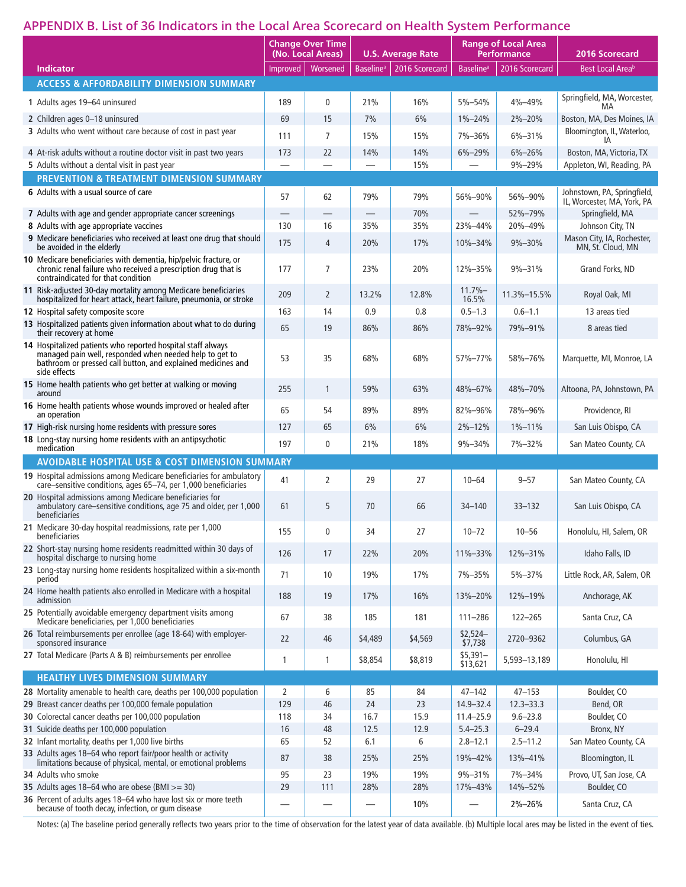## APPENDIX B. List of 36 Indicators in the Local Area Scorecard on Health System Performance

| Indicator | Change Over Time (No. Local Areas) | | U.S. Average Rate | | Range of Local Area Performance | | 2016 Scorecard |
|---|---|---|---|---|---|---|---|
| | Improved | Worsened | Baseline[a] | 2016 Scorecard | Baseline[a] | 2016 Scorecard | Best Local Area[b] |
| **ACCESS & AFFORDABILITY DIMENSION SUMMARY** | | | | | | | |
| **1** Adults ages 19–64 uninsured | 189 | 0 | 21% | 16% | 5%–54% | 4%–49% | Springfield, MA, Worcester, MA |
| **2** Children ages 0–18 uninsured | 69 | 15 | 7% | 6% | 1%–24% | 2%–20% | Boston, MA, Des Moines, IA |
| **3** Adults who went without care because of cost in past year | 111 | 7 | 15% | 15% | 7%–36% | 6%–31% | Bloomington, IL, Waterloo, IA |
| **4** At-risk adults without a routine doctor visit in past two years | 173 | 22 | 14% | 14% | 6%–29% | 6%–26% | Boston, MA, Victoria, TX |
| **5** Adults without a dental visit in past year | — | — | — | 15% | — | 9%–29% | Appleton, WI, Reading, PA |
| **PREVENTION & TREATMENT DIMENSION SUMMARY** | | | | | | | |
| **6** Adults with a usual source of care | 57 | 62 | 79% | 79% | 56%–90% | 56%–90% | Johnstown, PA, Springfield, IL, Worcester, MA, York, PA |
| **7** Adults with age and gender appropriate cancer screenings | — | — | — | 70% | — | 52%–79% | Springfield, MA |
| **8** Adults with age appropriate vaccines | 130 | 16 | 35% | 35% | 23%–44% | 20%–49% | Johnson City, TN |
| **9** Medicare beneficiaries who received at least one drug that should be avoided in the elderly | 175 | 4 | 20% | 17% | 10%–34% | 9%–30% | Mason City, IA, Rochester, MN, St. Cloud, MN |
| **10** Medicare beneficiaries with dementia, hip/pelvic fracture, or chronic renal failure who received a prescription drug that is contraindicated for that condition | 177 | 7 | 23% | 20% | 12%–35% | 9%–31% | Grand Forks, ND |
| **11** Risk-adjusted 30-day mortality among Medicare beneficiaries hospitalized for heart attack, heart failure, pneumonia, or stroke | 209 | 2 | 13.2% | 12.8% | 11.7%–16.5% | 11.3%–15.5% | Royal Oak, MI |
| **12** Hospital safety composite score | 163 | 14 | 0.9 | 0.8 | 0.5–1.3 | 0.6–1.1 | 13 areas tied |
| **13** Hospitalized patients given information about what to do during their recovery at home | 65 | 19 | 86% | 86% | 78%–92% | 79%–91% | 8 areas tied |
| **14** Hospitalized patients who reported hospital staff always managed pain well, responded when needed help to get to bathroom or pressed call button, and explained medicines and side effects | 53 | 35 | 68% | 68% | 57%–77% | 58%–76% | Marquette, MI, Monroe, LA |
| **15** Home health patients who get better at walking or moving around | 255 | 1 | 59% | 63% | 48%–67% | 48%–70% | Altoona, PA, Johnstown, PA |
| **16** Home health patients whose wounds improved or healed after an operation | 65 | 54 | 89% | 89% | 82%–96% | 78%–96% | Providence, RI |
| **17** High-risk nursing home residents with pressure sores | 127 | 65 | 6% | 6% | 2%–12% | 1%–11% | San Luis Obispo, CA |
| **18** Long-stay nursing home residents with an antipsychotic medication | 197 | 0 | 21% | 18% | 9%–34% | 7%–32% | San Mateo County, CA |
| **AVOIDABLE HOSPITAL USE & COST DIMENSION SUMMARY** | | | | | | | |
| **19** Hospital admissions among Medicare beneficiaries for ambulatory care–sensitive conditions, ages 65–74, per 1,000 beneficiaries | 41 | 2 | 29 | 27 | 10–64 | 9–57 | San Mateo County, CA |
| **20** Hospital admissions among Medicare beneficiaries for ambulatory care–sensitive conditions, age 75 and older, per 1,000 beneficiaries | 61 | 5 | 70 | 66 | 34–140 | 33–132 | San Luis Obispo, CA |
| **21** Medicare 30-day hospital readmissions, rate per 1,000 beneficiaries | 155 | 0 | 34 | 27 | 10–72 | 10–56 | Honolulu, HI, Salem, OR |
| **22** Short-stay nursing home residents readmitted within 30 days of hospital discharge to nursing home | 126 | 17 | 22% | 20% | 11%–33% | 12%–31% | Idaho Falls, ID |
| **23** Long-stay nursing home residents hospitalized within a six-month period | 71 | 10 | 19% | 17% | 7%–35% | 5%–37% | Little Rock, AR, Salem, OR |
| **24** Home health patients also enrolled in Medicare with a hospital admission | 188 | 19 | 17% | 16% | 13%–20% | 12%–19% | Anchorage, AK |
| **25** Potentially avoidable emergency department visits among Medicare beneficiaries, per 1,000 beneficiaries | 67 | 38 | 185 | 181 | 111–286 | 122–265 | Santa Cruz, CA |
| **26** Total reimbursements per enrollee (age 18-64) with employer-sponsored insurance | 22 | 46 | $4,489 | $4,569 | $2,524–$7,738 | 2720–9362 | Columbus, GA |
| **27** Total Medicare (Parts A & B) reimbursements per enrollee | 1 | 1 | $8,854 | $8,819 | $5,391–$13,621 | 5,593–13,189 | Honolulu, HI |
| **HEALTHY LIVES DIMENSION SUMMARY** | | | | | | | |
| **28** Mortality amenable to health care, deaths per 100,000 population | 2 | 6 | 85 | 84 | 47–142 | 47–153 | Boulder, CO |
| **29** Breast cancer deaths per 100,000 female population | 129 | 46 | 24 | 23 | 14.9–32.4 | 12.3–33.3 | Bend, OR |
| **30** Colorectal cancer deaths per 100,000 population | 118 | 34 | 16.7 | 15.9 | 11.4–25.9 | 9.6–23.8 | Boulder, CO |
| **31** Suicide deaths per 100,000 population | 16 | 48 | 12.5 | 12.9 | 5.4–25.3 | 6–29.4 | Bronx, NY |
| **32** Infant mortality, deaths per 1,000 live births | 65 | 52 | 6.1 | 6 | 2.8–12.1 | 2.5–11.2 | San Mateo County, CA |
| **33** Adults ages 18–64 who report fair/poor health or activity limitations because of physical, mental, or emotional problems | 87 | 38 | 25% | 25% | 19%–42% | 13%–41% | Bloomington, IL |
| **34** Adults who smoke | 95 | 23 | 19% | 19% | 9%–31% | 7%–34% | Provo, UT, San Jose, CA |
| **35** Adults ages 18–64 who are obese (BMI >= 30) | 29 | 111 | 28% | 28% | 17%–43% | 14%–52% | Boulder, CO |
| **36** Percent of adults ages 18–64 who have lost six or more teeth because of tooth decay, infection, or gum disease | — | — | — | 10% | — | 2%–26% | Santa Cruz, CA |

Notes: (a) The baseline period generally reflects two years prior to the time of observation for the latest year of data available. (b) Multiple local ares may be listed in the event of ties.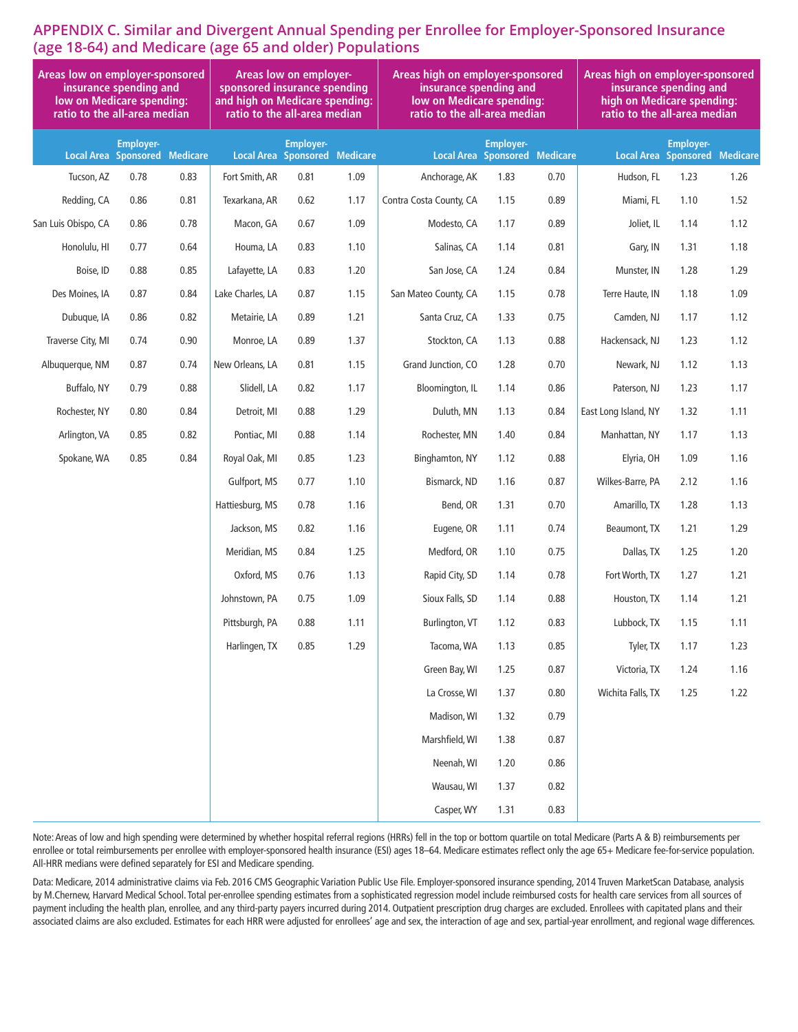## APPENDIX C. Similar and Divergent Annual Spending per Enrollee for Employer-Sponsored Insurance (age 18-64) and Medicare (age 65 and older) Populations

| Areas low on employer-sponsored insurance spending and low on Medicare spending: ratio to the all-area median | | | Areas low on employer-sponsored insurance spending and high on Medicare spending: ratio to the all-area median | | | Areas high on employer-sponsored insurance spending and low on Medicare spending: ratio to the all-area median | | | Areas high on employer-sponsored insurance spending and high on Medicare spending: ratio to the all-area median | | |
|---|---|---|---|---|---|---|---|---|---|---|---|
| Local Area | Employer-Sponsored | Medicare | Local Area | Employer-Sponsored | Medicare | Local Area | Employer-Sponsored | Medicare | Local Area | Employer-Sponsored | Medicare |
| Tucson, AZ | 0.78 | 0.83 | Fort Smith, AR | 0.81 | 1.09 | Anchorage, AK | 1.83 | 0.70 | Hudson, FL | 1.23 | 1.26 |
| Redding, CA | 0.86 | 0.81 | Texarkana, AR | 0.62 | 1.17 | Contra Costa County, CA | 1.15 | 0.89 | Miami, FL | 1.10 | 1.52 |
| San Luis Obispo, CA | 0.86 | 0.78 | Macon, GA | 0.67 | 1.09 | Modesto, CA | 1.17 | 0.89 | Joliet, IL | 1.14 | 1.12 |
| Honolulu, HI | 0.77 | 0.64 | Houma, LA | 0.83 | 1.10 | Salinas, CA | 1.14 | 0.81 | Gary, IN | 1.31 | 1.18 |
| Boise, ID | 0.88 | 0.85 | Lafayette, LA | 0.83 | 1.20 | San Jose, CA | 1.24 | 0.84 | Munster, IN | 1.28 | 1.29 |
| Des Moines, IA | 0.87 | 0.84 | Lake Charles, LA | 0.87 | 1.15 | San Mateo County, CA | 1.15 | 0.78 | Terre Haute, IN | 1.18 | 1.09 |
| Dubuque, IA | 0.86 | 0.82 | Metairie, LA | 0.89 | 1.21 | Santa Cruz, CA | 1.33 | 0.75 | Camden, NJ | 1.17 | 1.12 |
| Traverse City, MI | 0.74 | 0.90 | Monroe, LA | 0.89 | 1.37 | Stockton, CA | 1.13 | 0.88 | Hackensack, NJ | 1.23 | 1.12 |
| Albuquerque, NM | 0.87 | 0.74 | New Orleans, LA | 0.81 | 1.15 | Grand Junction, CO | 1.28 | 0.70 | Newark, NJ | 1.12 | 1.13 |
| Buffalo, NY | 0.79 | 0.88 | Slidell, LA | 0.82 | 1.17 | Bloomington, IL | 1.14 | 0.86 | Paterson, NJ | 1.23 | 1.17 |
| Rochester, NY | 0.80 | 0.84 | Detroit, MI | 0.88 | 1.29 | Duluth, MN | 1.13 | 0.84 | East Long Island, NY | 1.32 | 1.11 |
| Arlington, VA | 0.85 | 0.82 | Pontiac, MI | 0.88 | 1.14 | Rochester, MN | 1.40 | 0.84 | Manhattan, NY | 1.17 | 1.13 |
| Spokane, WA | 0.85 | 0.84 | Royal Oak, MI | 0.85 | 1.23 | Binghamton, NY | 1.12 | 0.88 | Elyria, OH | 1.09 | 1.16 |
| | | | Gulfport, MS | 0.77 | 1.10 | Bismarck, ND | 1.16 | 0.87 | Wilkes-Barre, PA | 2.12 | 1.16 |
| | | | Hattiesburg, MS | 0.78 | 1.16 | Bend, OR | 1.31 | 0.70 | Amarillo, TX | 1.28 | 1.13 |
| | | | Jackson, MS | 0.82 | 1.16 | Eugene, OR | 1.11 | 0.74 | Beaumont, TX | 1.21 | 1.29 |
| | | | Meridian, MS | 0.84 | 1.25 | Medford, OR | 1.10 | 0.75 | Dallas, TX | 1.25 | 1.20 |
| | | | Oxford, MS | 0.76 | 1.13 | Rapid City, SD | 1.14 | 0.78 | Fort Worth, TX | 1.27 | 1.21 |
| | | | Johnstown, PA | 0.75 | 1.09 | Sioux Falls, SD | 1.14 | 0.88 | Houston, TX | 1.14 | 1.21 |
| | | | Pittsburgh, PA | 0.88 | 1.11 | Burlington, VT | 1.12 | 0.83 | Lubbock, TX | 1.15 | 1.11 |
| | | | Harlingen, TX | 0.85 | 1.29 | Tacoma, WA | 1.13 | 0.85 | Tyler, TX | 1.17 | 1.23 |
| | | | | | | Green Bay, WI | 1.25 | 0.87 | Victoria, TX | 1.24 | 1.16 |
| | | | | | | La Crosse, WI | 1.37 | 0.80 | Wichita Falls, TX | 1.25 | 1.22 |
| | | | | | | Madison, WI | 1.32 | 0.79 | | | |
| | | | | | | Marshfield, WI | 1.38 | 0.87 | | | |
| | | | | | | Neenah, WI | 1.20 | 0.86 | | | |
| | | | | | | Wausau, WI | 1.37 | 0.82 | | | |
| | | | | | | Casper, WY | 1.31 | 0.83 | | | |

Note: Areas of low and high spending were determined by whether hospital referral regions (HRRs) fell in the top or bottom quartile on total Medicare (Parts A & B) reimbursements per enrollee or total reimbursements per enrollee with employer-sponsored health insurance (ESI) ages 18–64. Medicare estimates reflect only the age 65+ Medicare fee-for-service population. All-HRR medians were defined separately for ESI and Medicare spending.

Data: Medicare, 2014 administrative claims via Feb. 2016 CMS Geographic Variation Public Use File. Employer-sponsored insurance spending, 2014 Truven MarketScan Database, analysis by M.Chernew, Harvard Medical School. Total per-enrollee spending estimates from a sophisticated regression model include reimbursed costs for health care services from all sources of payment including the health plan, enrollee, and any third-party payers incurred during 2014. Outpatient prescription drug charges are excluded. Enrollees with capitated plans and their associated claims are also excluded. Estimates for each HRR were adjusted for enrollees' age and sex, the interaction of age and sex, partial-year enrollment, and regional wage differences.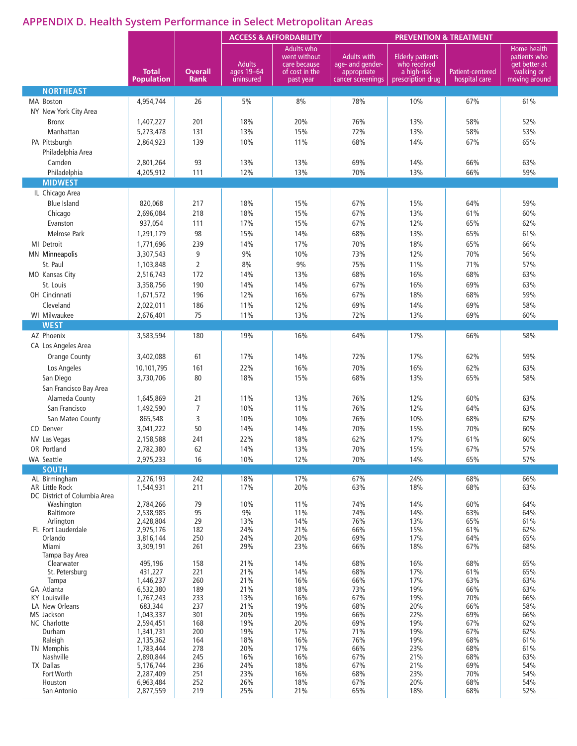## APPENDIX D. Health System Performance in Select Metropolitan Areas

| | Total Population | Overall Rank | ACCESS & AFFORDABILITY: Adults ages 19–64 uninsured | ACCESS & AFFORDABILITY: Adults who went without care because of cost in the past year | PREVENTION & TREATMENT: Adults with age- and gender-appropriate cancer screenings | PREVENTION & TREATMENT: Elderly patients who received a high-risk prescription drug | PREVENTION & TREATMENT: Patient-centered hospital care | PREVENTION & TREATMENT: Home health patients who get better at walking or moving around |
|---|---|---|---|---|---|---|---|---|
| **NORTHEAST** | | | | | | | | |
| MA Boston | 4,954,744 | 26 | 5% | 8% | 78% | 10% | 67% | 61% |
| NY New York City Area | | | | | | | | |
| Bronx | 1,407,227 | 201 | 18% | 20% | 76% | 13% | 58% | 52% |
| Manhattan | 5,273,478 | 131 | 13% | 15% | 72% | 13% | 58% | 53% |
| PA Pittsburgh | 2,864,923 | 139 | 10% | 11% | 68% | 14% | 67% | 65% |
| Philadelphia Area | | | | | | | | |
| Camden | 2,801,264 | 93 | 13% | 13% | 69% | 14% | 66% | 63% |
| Philadelphia | 4,205,912 | 111 | 12% | 13% | 70% | 13% | 66% | 59% |
| **MIDWEST** | | | | | | | | |
| IL Chicago Area | | | | | | | | |
| Blue Island | 820,068 | 217 | 18% | 15% | 67% | 15% | 64% | 59% |
| Chicago | 2,696,084 | 218 | 18% | 15% | 67% | 13% | 61% | 60% |
| Evanston | 937,054 | 111 | 17% | 15% | 67% | 12% | 65% | 62% |
| Melrose Park | 1,291,179 | 98 | 15% | 14% | 68% | 13% | 65% | 61% |
| MI Detroit | 1,771,696 | 239 | 14% | 17% | 70% | 18% | 65% | 66% |
| MN Minneapolis | 3,307,543 | 9 | 9% | 10% | 73% | 12% | 70% | 56% |
| St. Paul | 1,103,848 | 2 | 8% | 9% | 75% | 11% | 71% | 57% |
| MO Kansas City | 2,516,743 | 172 | 14% | 13% | 68% | 16% | 68% | 63% |
| St. Louis | 3,358,756 | 190 | 14% | 14% | 67% | 16% | 69% | 63% |
| OH Cincinnati | 1,671,572 | 196 | 12% | 16% | 67% | 18% | 68% | 59% |
| Cleveland | 2,022,011 | 186 | 11% | 12% | 69% | 14% | 69% | 58% |
| WI Milwaukee | 2,676,401 | 75 | 11% | 13% | 72% | 13% | 69% | 60% |
| **WEST** | | | | | | | | |
| AZ Phoenix | 3,583,594 | 180 | 19% | 16% | 64% | 17% | 66% | 58% |
| CA Los Angeles Area | | | | | | | | |
| Orange County | 3,402,088 | 61 | 17% | 14% | 72% | 17% | 62% | 59% |
| Los Angeles | 10,101,795 | 161 | 22% | 16% | 70% | 16% | 62% | 63% |
| San Diego | 3,730,706 | 80 | 18% | 15% | 68% | 13% | 65% | 58% |
| San Francisco Bay Area | | | | | | | | |
| Alameda County | 1,645,869 | 21 | 11% | 13% | 76% | 12% | 60% | 63% |
| San Francisco | 1,492,590 | 7 | 10% | 11% | 76% | 12% | 64% | 63% |
| San Mateo County | 865,548 | 3 | 10% | 10% | 76% | 10% | 68% | 62% |
| CO Denver | 3,041,222 | 50 | 14% | 14% | 70% | 15% | 70% | 60% |
| NV Las Vegas | 2,158,588 | 241 | 22% | 18% | 62% | 17% | 61% | 60% |
| OR Portland | 2,782,380 | 62 | 14% | 13% | 70% | 15% | 67% | 57% |
| WA Seattle | 2,975,233 | 16 | 10% | 12% | 70% | 14% | 65% | 57% |
| **SOUTH** | | | | | | | | |
| AL Birmingham | 2,276,193 | 242 | 18% | 17% | 67% | 24% | 68% | 66% |
| AR Little Rock | 1,544,931 | 211 | 17% | 20% | 63% | 18% | 68% | 63% |
| DC District of Columbia Area | | | | | | | | |
| Washington | 2,784,266 | 79 | 10% | 11% | 74% | 14% | 60% | 64% |
| Baltimore | 2,538,985 | 95 | 9% | 11% | 74% | 14% | 63% | 64% |
| Arlington | 2,428,804 | 29 | 13% | 14% | 76% | 13% | 65% | 61% |
| FL Fort Lauderdale | 2,975,176 | 182 | 24% | 21% | 66% | 15% | 61% | 62% |
| Orlando | 3,816,144 | 250 | 24% | 20% | 69% | 17% | 64% | 65% |
| Miami | 3,309,191 | 261 | 29% | 23% | 66% | 18% | 67% | 68% |
| Tampa Bay Area | | | | | | | | |
| Clearwater | 495,196 | 158 | 21% | 14% | 68% | 16% | 68% | 65% |
| St. Petersburg | 431,227 | 221 | 21% | 14% | 68% | 17% | 61% | 65% |
| Tampa | 1,446,237 | 260 | 21% | 16% | 66% | 17% | 63% | 63% |
| GA Atlanta | 6,532,380 | 189 | 21% | 18% | 73% | 19% | 66% | 63% |
| KY Louisville | 1,767,243 | 233 | 13% | 16% | 67% | 19% | 70% | 66% |
| LA New Orleans | 683,344 | 237 | 21% | 19% | 68% | 20% | 66% | 58% |
| MS Jackson | 1,043,337 | 301 | 20% | 19% | 66% | 22% | 69% | 66% |
| NC Charlotte | 2,594,451 | 168 | 19% | 20% | 69% | 19% | 67% | 62% |
| Durham | 1,341,731 | 200 | 19% | 17% | 71% | 19% | 67% | 62% |
| Raleigh | 2,135,362 | 164 | 18% | 16% | 76% | 19% | 68% | 61% |
| TN Memphis | 1,783,444 | 278 | 20% | 17% | 66% | 23% | 68% | 61% |
| Nashville | 2,890,844 | 245 | 16% | 16% | 67% | 21% | 68% | 63% |
| TX Dallas | 5,176,744 | 236 | 24% | 18% | 67% | 21% | 69% | 54% |
| Fort Worth | 2,287,409 | 251 | 23% | 16% | 68% | 23% | 70% | 54% |
| Houston | 6,963,484 | 252 | 26% | 18% | 67% | 20% | 68% | 54% |
| San Antonio | 2,877,559 | 219 | 25% | 21% | 65% | 18% | 68% | 52% |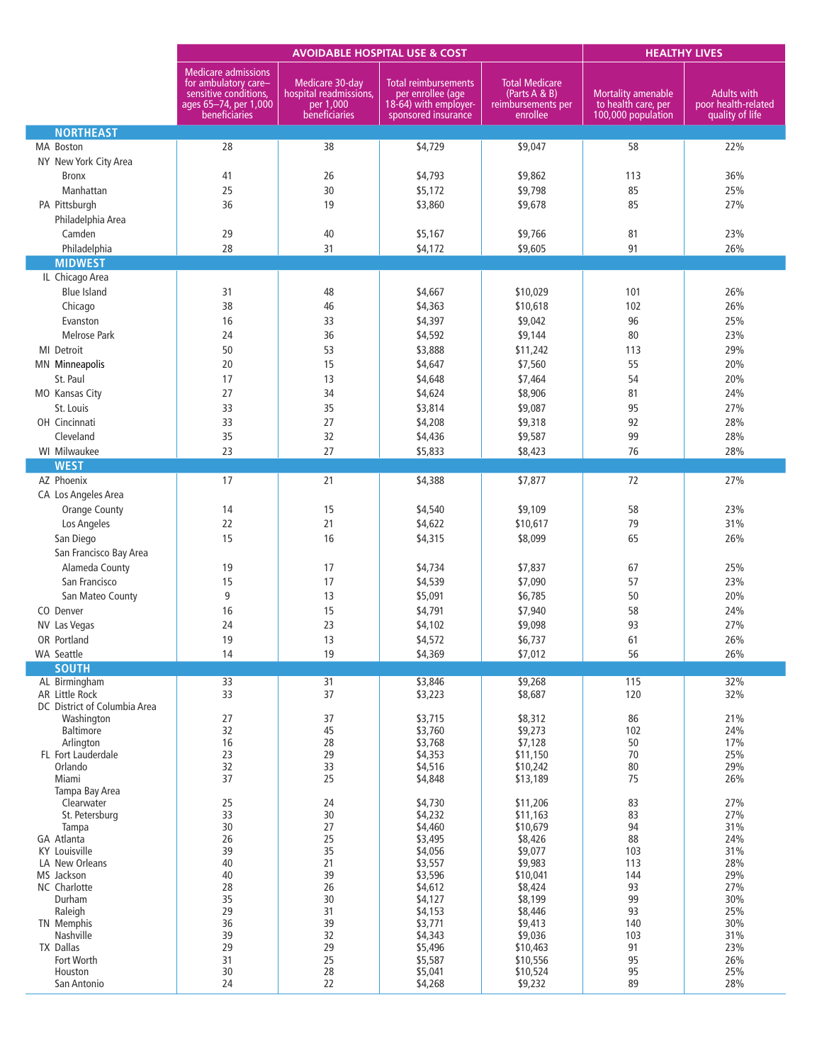| | AVOIDABLE HOSPITAL USE & COST | | | | HEALTHY LIVES | |
|---|---|---|---|---|---|---|
| | Medicare admissions for ambulatory care–sensitive conditions, ages 65–74, per 1,000 beneficiaries | Medicare 30-day hospital readmissions, per 1,000 beneficiaries | Total reimbursements per enrollee (age 18-64) with employer-sponsored insurance | Total Medicare (Parts A & B) reimbursements per enrollee | Mortality amenable to health care, per 100,000 population | Adults with poor health-related quality of life |
| **NORTHEAST** | | | | | | |
| MA Boston | 28 | 38 | $4,729 | $9,047 | 58 | 22% |
| NY New York City Area | | | | | | |
| Bronx | 41 | 26 | $4,793 | $9,862 | 113 | 36% |
| Manhattan | 25 | 30 | $5,172 | $9,798 | 85 | 25% |
| PA Pittsburgh | 36 | 19 | $3,860 | $9,678 | 85 | 27% |
| Philadelphia Area | | | | | | |
| Camden | 29 | 40 | $5,167 | $9,766 | 81 | 23% |
| Philadelphia | 28 | 31 | $4,172 | $9,605 | 91 | 26% |
| **MIDWEST** | | | | | | |
| IL Chicago Area | | | | | | |
| Blue Island | 31 | 48 | $4,667 | $10,029 | 101 | 26% |
| Chicago | 38 | 46 | $4,363 | $10,618 | 102 | 26% |
| Evanston | 16 | 33 | $4,397 | $9,042 | 96 | 25% |
| Melrose Park | 24 | 36 | $4,592 | $9,144 | 80 | 23% |
| MI Detroit | 50 | 53 | $3,888 | $11,242 | 113 | 29% |
| MN Minneapolis | 20 | 15 | $4,647 | $7,560 | 55 | 20% |
| St. Paul | 17 | 13 | $4,648 | $7,464 | 54 | 20% |
| MO Kansas City | 27 | 34 | $4,624 | $8,906 | 81 | 24% |
| St. Louis | 33 | 35 | $3,814 | $9,087 | 95 | 27% |
| OH Cincinnati | 33 | 27 | $4,208 | $9,318 | 92 | 28% |
| Cleveland | 35 | 32 | $4,436 | $9,587 | 99 | 28% |
| WI Milwaukee | 23 | 27 | $5,833 | $8,423 | 76 | 28% |
| **WEST** | | | | | | |
| AZ Phoenix | 17 | 21 | $4,388 | $7,877 | 72 | 27% |
| CA Los Angeles Area | | | | | | |
| Orange County | 14 | 15 | $4,540 | $9,109 | 58 | 23% |
| Los Angeles | 22 | 21 | $4,622 | $10,617 | 79 | 31% |
| San Diego | 15 | 16 | $4,315 | $8,099 | 65 | 26% |
| San Francisco Bay Area | | | | | | |
| Alameda County | 19 | 17 | $4,734 | $7,837 | 67 | 25% |
| San Francisco | 15 | 17 | $4,539 | $7,090 | 57 | 23% |
| San Mateo County | 9 | 13 | $5,091 | $6,785 | 50 | 20% |
| CO Denver | 16 | 15 | $4,791 | $7,940 | 58 | 24% |
| NV Las Vegas | 24 | 23 | $4,102 | $9,098 | 93 | 27% |
| OR Portland | 19 | 13 | $4,572 | $6,737 | 61 | 26% |
| WA Seattle | 14 | 19 | $4,369 | $7,012 | 56 | 26% |
| **SOUTH** | | | | | | |
| AL Birmingham | 33 | 31 | $3,846 | $9,268 | 115 | 32% |
| AR Little Rock | 33 | 37 | $3,223 | $8,687 | 120 | 32% |
| DC District of Columbia Area | | | | | | |
| Washington | 27 | 37 | $3,715 | $8,312 | 86 | 21% |
| Baltimore | 32 | 45 | $3,760 | $9,273 | 102 | 24% |
| Arlington | 16 | 28 | $3,768 | $7,128 | 50 | 17% |
| FL Fort Lauderdale | 23 | 29 | $4,353 | $11,150 | 70 | 25% |
| Orlando | 32 | 33 | $4,516 | $10,242 | 80 | 29% |
| Miami | 37 | 25 | $4,848 | $13,189 | 75 | 26% |
| Tampa Bay Area | | | | | | |
| Clearwater | 25 | 24 | $4,730 | $11,206 | 83 | 27% |
| St. Petersburg | 33 | 30 | $4,232 | $11,163 | 83 | 27% |
| Tampa | 30 | 27 | $4,460 | $10,679 | 94 | 31% |
| GA Atlanta | 26 | 25 | $3,495 | $8,426 | 88 | 24% |
| KY Louisville | 39 | 35 | $4,056 | $9,077 | 103 | 31% |
| LA New Orleans | 40 | 21 | $3,557 | $9,983 | 113 | 28% |
| MS Jackson | 40 | 39 | $3,596 | $10,041 | 144 | 29% |
| NC Charlotte | 28 | 26 | $4,612 | $8,424 | 93 | 27% |
| Durham | 35 | 30 | $4,127 | $8,199 | 99 | 30% |
| Raleigh | 29 | 31 | $4,153 | $8,446 | 93 | 25% |
| TN Memphis | 36 | 39 | $3,771 | $9,413 | 140 | 30% |
| Nashville | 39 | 32 | $4,343 | $9,036 | 103 | 31% |
| TX Dallas | 29 | 29 | $5,496 | $10,463 | 91 | 23% |
| Fort Worth | 31 | 25 | $5,587 | $10,556 | 95 | 26% |
| Houston | 30 | 28 | $5,041 | $10,524 | 95 | 25% |
| San Antonio | 24 | 22 | $4,268 | $9,232 | 89 | 28% |